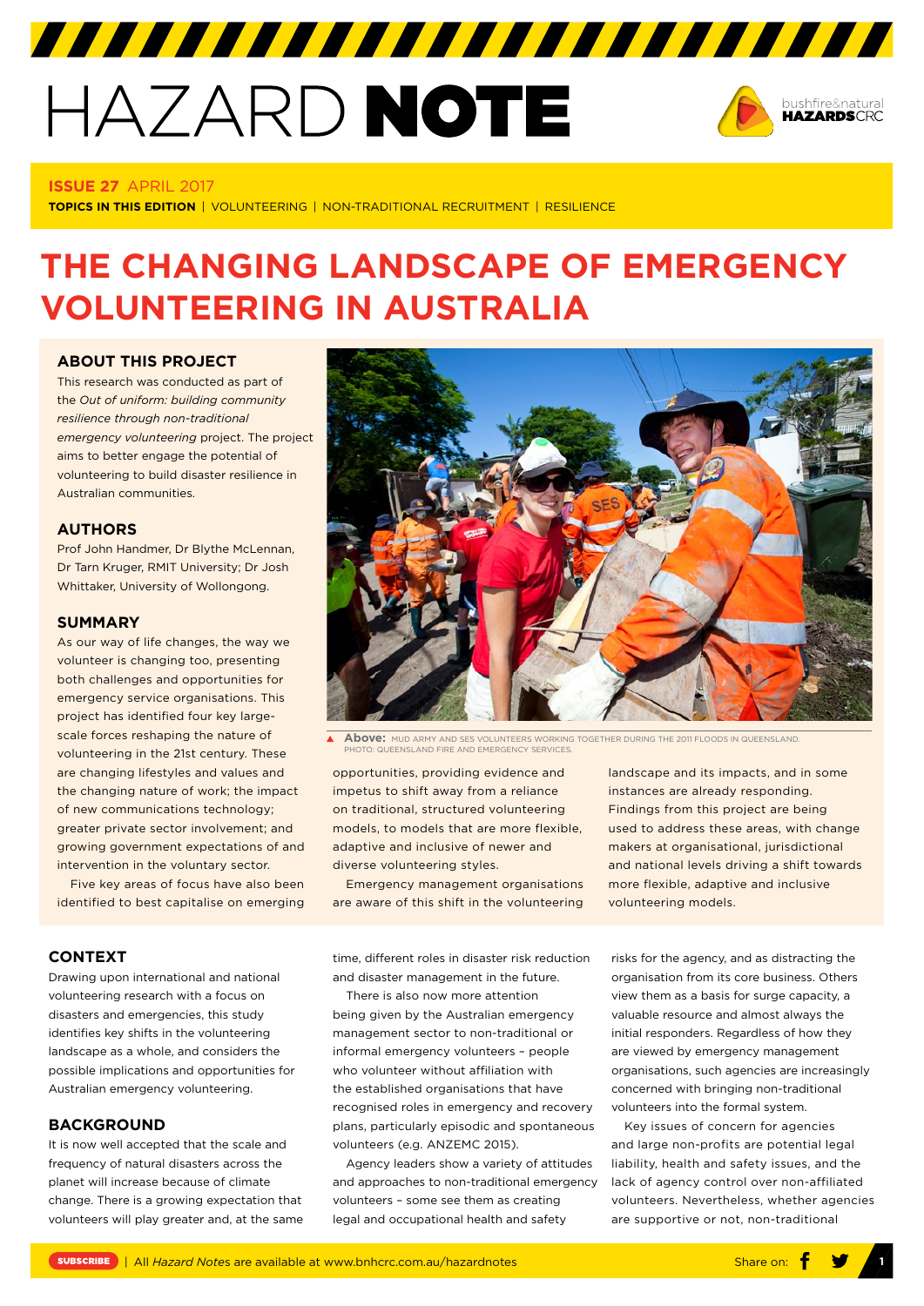# HAZARD NOTE

**ISSUE 27** APRIL 2017

**TOPICS IN THIS EDITION** | VOLUNTEERING | NON-TRADITIONAL RECRUITMENT | RESILIENCE

# THE CHANGING LANDSCAPE OF EMERGENCY VOLUNTEERING IN AUSTRALIA

## ABOUT THIS PROJECT

This research was conducted as part of the *Out of uniform: building community resilience through non-traditional emergency volunteering* project. The project aims to better engage the potential of volunteering to build disaster resilience in Australian communities.

## AUTHORS

Prof John Handmer, Dr Blythe McLennan, Dr Tarn Kruger, RMIT University; Dr Josh Whittaker, University of Wollongong.

## SUMMARY

As our way of life changes, the way we volunteer is changing too, presenting both challenges and opportunities for emergency service organisations. This project has identified four key large-scale forces reshaping the nature of volunteering in the 21st century. These are changing lifestyles and values and the changing nature of work; the impact of new communications technology; greater private sector involvement; and growing government expectations of and intervention in the voluntary sector.

Five key areas of focus have also been identified to best capitalise on emerging opportunities, providing evidence and impetus to shift away from a reliance on traditional, structured volunteering models, to models that are more flexible, adaptive and inclusive of newer and diverse volunteering styles.

Emergency management organisations are aware of this shift in the volunteering landscape and its impacts, and in some instances are already responding. Findings from this project are being used to address these areas, with change makers at organisational, jurisdictional and national levels driving a shift towards more flexible, adaptive and inclusive volunteering models.

**Above:** MUD ARMY AND SES VOLUNTEERS WORKING TOGETHER DURING THE 2011 FLOODS IN QUEENSLAND. PHOTO: QUEENSLAND FIRE AND EMERGENCY SERVICES.

## CONTEXT

Drawing upon international and national volunteering research with a focus on disasters and emergencies, this study identifies key shifts in the volunteering landscape as a whole, and considers the possible implications and opportunities for Australian emergency volunteering.

## BACKGROUND

It is now well accepted that the scale and frequency of natural disasters across the planet will increase because of climate change. There is a growing expectation that volunteers will play greater and, at the same time, different roles in disaster risk reduction and disaster management in the future.

There is also now more attention being given by the Australian emergency management sector to non-traditional or informal emergency volunteers – people who volunteer without affiliation with the established organisations that have recognised roles in emergency and recovery plans, particularly episodic and spontaneous volunteers (e.g. ANZEMC 2015).

Agency leaders show a variety of attitudes and approaches to non-traditional emergency volunteers – some see them as creating legal and occupational health and safety risks for the agency, and as distracting the organisation from its core business. Others view them as a basis for surge capacity, a valuable resource and almost always the initial responders. Regardless of how they are viewed by emergency management organisations, such agencies are increasingly concerned with bringing non-traditional volunteers into the formal system.

Key issues of concern for agencies and large non-profits are potential legal liability, health and safety issues, and the lack of agency control over non-affiliated volunteers. Nevertheless, whether agencies are supportive or not, non-traditional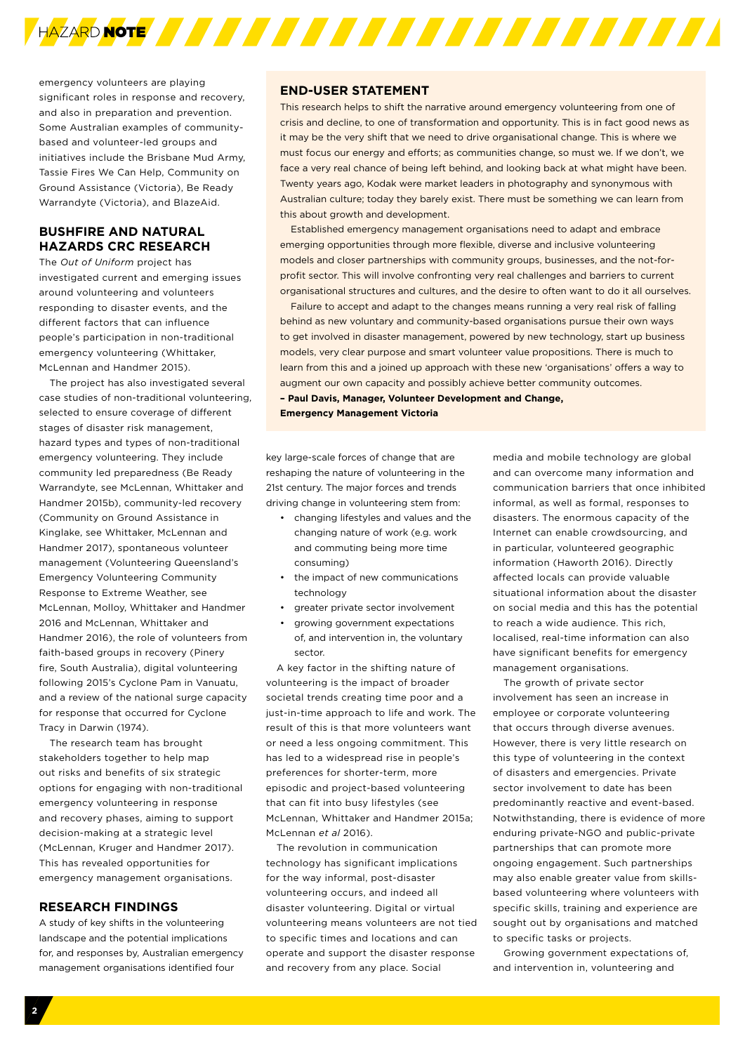emergency volunteers are playing significant roles in response and recovery, and also in preparation and prevention. Some Australian examples of community-based and volunteer-led groups and initiatives include the Brisbane Mud Army, Tassie Fires We Can Help, Community on Ground Assistance (Victoria), Be Ready Warrandyte (Victoria), and BlazeAid.

## BUSHFIRE AND NATURAL HAZARDS CRC RESEARCH

The *Out of Uniform* project has investigated current and emerging issues around volunteering and volunteers responding to disaster events, and the different factors that can influence people's participation in non-traditional emergency volunteering (Whittaker, McLennan and Handmer 2015).

The project has also investigated several case studies of non-traditional volunteering, selected to ensure coverage of different stages of disaster risk management, hazard types and types of non-traditional emergency volunteering. They include community led preparedness (Be Ready Warrandyte, see McLennan, Whittaker and Handmer 2015b), community-led recovery (Community on Ground Assistance in Kinglake, see Whittaker, McLennan and Handmer 2017), spontaneous volunteer management (Volunteering Queensland's Emergency Volunteering Community Response to Extreme Weather, see McLennan, Molloy, Whittaker and Handmer 2016 and McLennan, Whittaker and Handmer 2016), the role of volunteers from faith-based groups in recovery (Pinery fire, South Australia), digital volunteering following 2015's Cyclone Pam in Vanuatu, and a review of the national surge capacity for response that occurred for Cyclone Tracy in Darwin (1974).

The research team has brought stakeholders together to help map out risks and benefits of six strategic options for engaging with non-traditional emergency volunteering in response and recovery phases, aiming to support decision-making at a strategic level (McLennan, Kruger and Handmer 2017). This has revealed opportunities for emergency management organisations.

## END-USER STATEMENT

This research helps to shift the narrative around emergency volunteering from one of crisis and decline, to one of transformation and opportunity. This is in fact good news as it may be the very shift that we need to drive organisational change. This is where we must focus our energy and efforts; as communities change, so must we. If we don't, we face a very real chance of being left behind, and looking back at what might have been. Twenty years ago, Kodak were market leaders in photography and synonymous with Australian culture; today they barely exist. There must be something we can learn from this about growth and development.

Established emergency management organisations need to adapt and embrace emerging opportunities through more flexible, diverse and inclusive volunteering models and closer partnerships with community groups, businesses, and the not-for-profit sector. This will involve confronting very real challenges and barriers to current organisational structures and cultures, and the desire to often want to do it all ourselves.

Failure to accept and adapt to the changes means running a very real risk of falling behind as new voluntary and community-based organisations pursue their own ways to get involved in disaster management, powered by new technology, start up business models, very clear purpose and smart volunteer value propositions. There is much to learn from this and a joined up approach with these new 'organisations' offers a way to augment our own capacity and possibly achieve better community outcomes.

**– Paul Davis, Manager, Volunteer Development and Change, Emergency Management Victoria**

## RESEARCH FINDINGS

A study of key shifts in the volunteering landscape and the potential implications for, and responses by, Australian emergency management organisations identified four key large-scale forces of change that are reshaping the nature of volunteering in the 21st century. The major forces and trends driving change in volunteering stem from:

- changing lifestyles and values and the changing nature of work (e.g. work and commuting being more time consuming)
- the impact of new communications technology
- greater private sector involvement
- growing government expectations of, and intervention in, the voluntary sector.

A key factor in the shifting nature of volunteering is the impact of broader societal trends creating time poor and a just-in-time approach to life and work. The result of this is that more volunteers want or need a less ongoing commitment. This has led to a widespread rise in people's preferences for shorter-term, more episodic and project-based volunteering that can fit into busy lifestyles (see McLennan, Whittaker and Handmer 2015a; McLennan *et al* 2016).

The revolution in communication technology has significant implications for the way informal, post-disaster volunteering occurs, and indeed all disaster volunteering. Digital or virtual volunteering means volunteers are not tied to specific times and locations and can operate and support the disaster response and recovery from any place. Social media and mobile technology are global and can overcome many information and communication barriers that once inhibited informal, as well as formal, responses to disasters. The enormous capacity of the Internet can enable crowdsourcing, and in particular, volunteered geographic information (Haworth 2016). Directly affected locals can provide valuable situational information about the disaster on social media and this has the potential to reach a wide audience. This rich, localised, real-time information can also have significant benefits for emergency management organisations.

The growth of private sector involvement has seen an increase in employee or corporate volunteering that occurs through diverse avenues. However, there is very little research on this type of volunteering in the context of disasters and emergencies. Private sector involvement to date has been predominantly reactive and event-based. Notwithstanding, there is evidence of more enduring private-NGO and public-private partnerships that can promote more ongoing engagement. Such partnerships may also enable greater value from skills-based volunteering where volunteers with specific skills, training and experience are sought out by organisations and matched to specific tasks or projects.

Growing government expectations of, and intervention in, volunteering and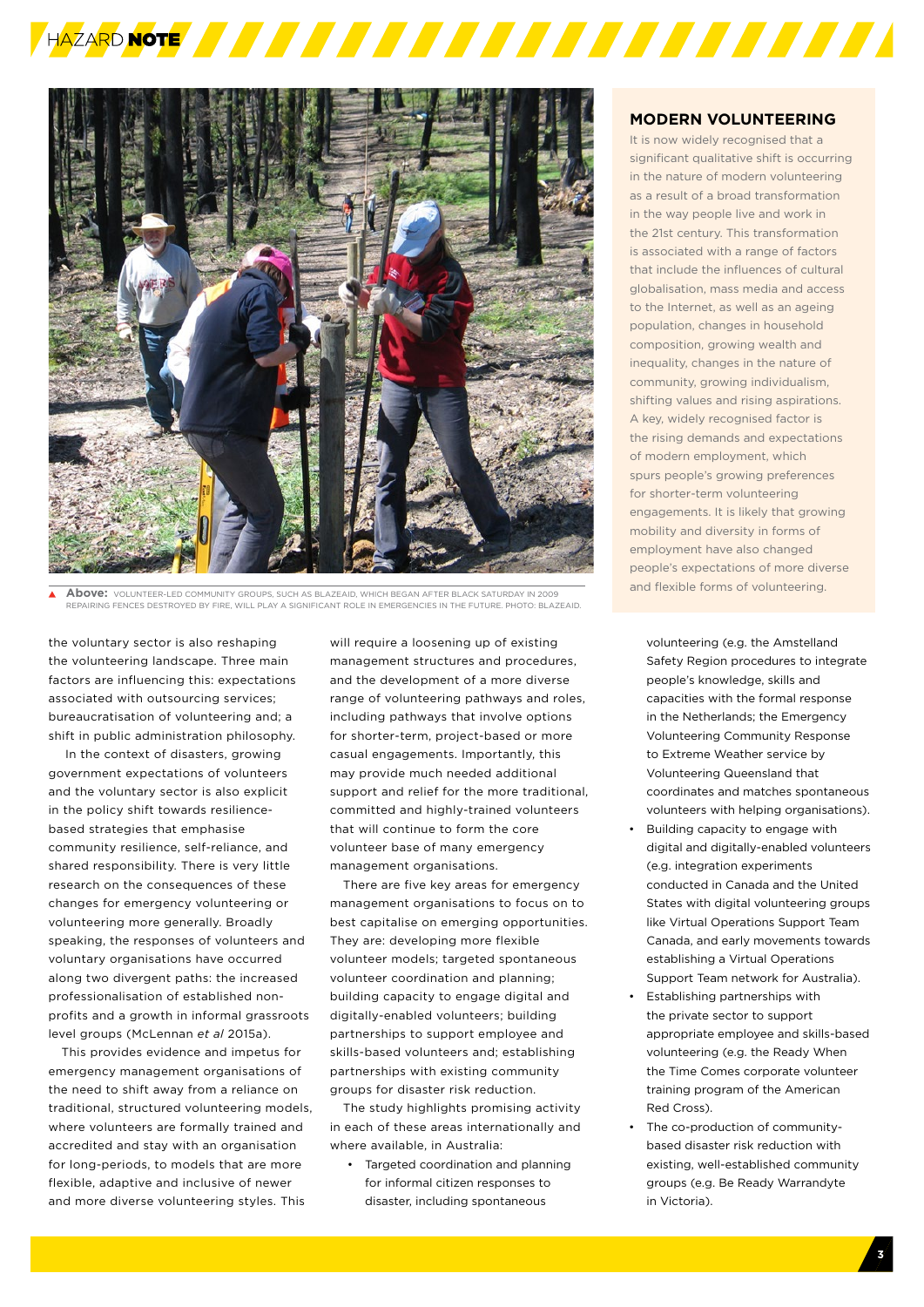**Above:** VOLUNTEER-LED COMMUNITY GROUPS, SUCH AS BLAZEAID, WHICH BEGAN AFTER BLACK SATURDAY IN 2009 REPAIRING FENCES DESTROYED BY FIRE, WILL PLAY A SIGNIFICANT ROLE IN EMERGENCIES IN THE FUTURE. PHOTO: BLAZEAID.

## MODERN VOLUNTEERING

It is now widely recognised that a significant qualitative shift is occurring in the nature of modern volunteering as a result of a broad transformation in the way people live and work in the 21st century. This transformation is associated with a range of factors that include the influences of cultural globalisation, mass media and access to the Internet, as well as an ageing population, changes in household composition, growing wealth and inequality, changes in the nature of community, growing individualism, shifting values and rising aspirations. A key, widely recognised factor is the rising demands and expectations of modern employment, which spurs people's growing preferences for shorter-term volunteering engagements. It is likely that growing mobility and diversity in forms of employment have also changed people's expectations of more diverse and flexible forms of volunteering.

the voluntary sector is also reshaping the volunteering landscape. Three main factors are influencing this: expectations associated with outsourcing services; bureaucratisation of volunteering and; a shift in public administration philosophy.

In the context of disasters, growing government expectations of volunteers and the voluntary sector is also explicit in the policy shift towards resilience-based strategies that emphasise community resilience, self-reliance, and shared responsibility. There is very little research on the consequences of these changes for emergency volunteering or volunteering more generally. Broadly speaking, the responses of volunteers and voluntary organisations have occurred along two divergent paths: the increased professionalisation of established non-profits and a growth in informal grassroots level groups (McLennan *et al* 2015a).

This provides evidence and impetus for emergency management organisations of the need to shift away from a reliance on traditional, structured volunteering models, where volunteers are formally trained and accredited and stay with an organisation for long-periods, to models that are more flexible, adaptive and inclusive of newer and more diverse volunteering styles. This will require a loosening up of existing management structures and procedures, and the development of a more diverse range of volunteering pathways and roles, including pathways that involve options for shorter-term, project-based or more casual engagements. Importantly, this may provide much needed additional support and relief for the more traditional, committed and highly-trained volunteers that will continue to form the core volunteer base of many emergency management organisations.

There are five key areas for emergency management organisations to focus on to best capitalise on emerging opportunities. They are: developing more flexible volunteer models; targeted spontaneous volunteer coordination and planning; building capacity to engage digital and digitally-enabled volunteers; building partnerships to support employee and skills-based volunteers and; establishing partnerships with existing community groups for disaster risk reduction.

The study highlights promising activity in each of these areas internationally and where available, in Australia:

- Targeted coordination and planning for informal citizen responses to disaster, including spontaneous volunteering (e.g. the Amstelland Safety Region procedures to integrate people's knowledge, skills and capacities with the formal response in the Netherlands; the Emergency Volunteering Community Response to Extreme Weather service by Volunteering Queensland that coordinates and matches spontaneous volunteers with helping organisations).
- Building capacity to engage with digital and digitally-enabled volunteers (e.g. integration experiments conducted in Canada and the United States with digital volunteering groups like Virtual Operations Support Team Canada, and early movements towards establishing a Virtual Operations Support Team network for Australia).
- Establishing partnerships with the private sector to support appropriate employee and skills-based volunteering (e.g. the Ready When the Time Comes corporate volunteer training program of the American Red Cross).
- The co-production of community-based disaster risk reduction with existing, well-established community groups (e.g. Be Ready Warrandyte in Victoria).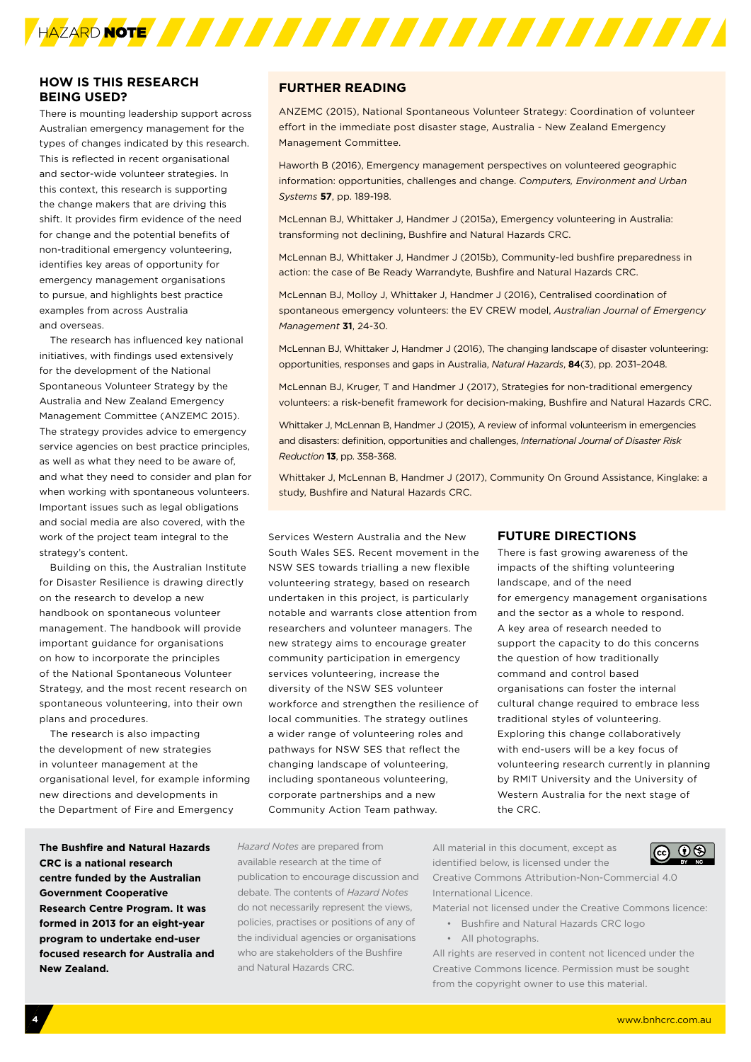## HOW IS THIS RESEARCH BEING USED?

There is mounting leadership support across Australian emergency management for the types of changes indicated by this research. This is reflected in recent organisational and sector-wide volunteer strategies. In this context, this research is supporting the change makers that are driving this shift. It provides firm evidence of the need for change and the potential benefits of non-traditional emergency volunteering, identifies key areas of opportunity for emergency management organisations to pursue, and highlights best practice examples from across Australia and overseas.

The research has influenced key national initiatives, with findings used extensively for the development of the National Spontaneous Volunteer Strategy by the Australia and New Zealand Emergency Management Committee (ANZEMC 2015). The strategy provides advice to emergency service agencies on best practice principles, as well as what they need to be aware of, and what they need to consider and plan for when working with spontaneous volunteers. Important issues such as legal obligations and social media are also covered, with the work of the project team integral to the strategy's content.

Building on this, the Australian Institute for Disaster Resilience is drawing directly on the research to develop a new handbook on spontaneous volunteer management. The handbook will provide important guidance for organisations on how to incorporate the principles of the National Spontaneous Volunteer Strategy, and the most recent research on spontaneous volunteering, into their own plans and procedures.

The research is also impacting the development of new strategies in volunteer management at the organisational level, for example informing new directions and developments in the Department of Fire and Emergency Services Western Australia and the New South Wales SES. Recent movement in the NSW SES towards trialling a new flexible volunteering strategy, based on research undertaken in this project, is particularly notable and warrants close attention from researchers and volunteer managers. The new strategy aims to encourage greater community participation in emergency services volunteering, increase the diversity of the NSW SES volunteer workforce and strengthen the resilience of local communities. The strategy outlines a wider range of volunteering roles and pathways for NSW SES that reflect the changing landscape of volunteering, including spontaneous volunteering, corporate partnerships and a new Community Action Team pathway.

## FUTURE DIRECTIONS

There is fast growing awareness of the impacts of the shifting volunteering landscape, and of the need for emergency management organisations and the sector as a whole to respond. A key area of research needed to support the capacity to do this concerns the question of how traditionally command and control based organisations can foster the internal cultural change required to embrace less traditional styles of volunteering. Exploring this change collaboratively with end-users will be a key focus of volunteering research currently in planning by RMIT University and the University of Western Australia for the next stage of the CRC.

## FURTHER READING

ANZEMC (2015), National Spontaneous Volunteer Strategy: Coordination of volunteer effort in the immediate post disaster stage, Australia - New Zealand Emergency Management Committee.

Haworth B (2016), Emergency management perspectives on volunteered geographic information: opportunities, challenges and change. *Computers, Environment and Urban Systems* **57**, pp. 189-198.

McLennan BJ, Whittaker J, Handmer J (2015a), Emergency volunteering in Australia: transforming not declining, Bushfire and Natural Hazards CRC.

McLennan BJ, Whittaker J, Handmer J (2015b), Community-led bushfire preparedness in action: the case of Be Ready Warrandyte, Bushfire and Natural Hazards CRC.

McLennan BJ, Molloy J, Whittaker J, Handmer J (2016), Centralised coordination of spontaneous emergency volunteers: the EV CREW model, *Australian Journal of Emergency Management* **31**, 24-30.

McLennan BJ, Whittaker J, Handmer J (2016), The changing landscape of disaster volunteering: opportunities, responses and gaps in Australia, *Natural Hazards*, **84**(3), pp. 2031–2048.

McLennan BJ, Kruger, T and Handmer J (2017), Strategies for non-traditional emergency volunteers: a risk-benefit framework for decision-making, Bushfire and Natural Hazards CRC.

Whittaker J, McLennan B, Handmer J (2015), A review of informal volunteerism in emergencies and disasters: definition, opportunities and challenges, *International Journal of Disaster Risk Reduction* **13**, pp. 358-368.

Whittaker J, McLennan B, Handmer J (2017), Community On Ground Assistance, Kinglake: a study, Bushfire and Natural Hazards CRC.

**The Bushfire and Natural Hazards CRC is a national research centre funded by the Australian Government Cooperative Research Centre Program. It was formed in 2013 for an eight-year program to undertake end-user focused research for Australia and New Zealand.**

*Hazard Notes* are prepared from available research at the time of publication to encourage discussion and debate. The contents of *Hazard Notes* do not necessarily represent the views, policies, practises or positions of any of the individual agencies or organisations who are stakeholders of the Bushfire and Natural Hazards CRC.

All material in this document, except as identified below, is licensed under the Creative Commons Attribution-Non-Commercial 4.0 International Licence.

Material not licensed under the Creative Commons licence:

- Bushfire and Natural Hazards CRC logo
- All photographs.

All rights are reserved in content not licenced under the Creative Commons licence. Permission must be sought from the copyright owner to use this material.